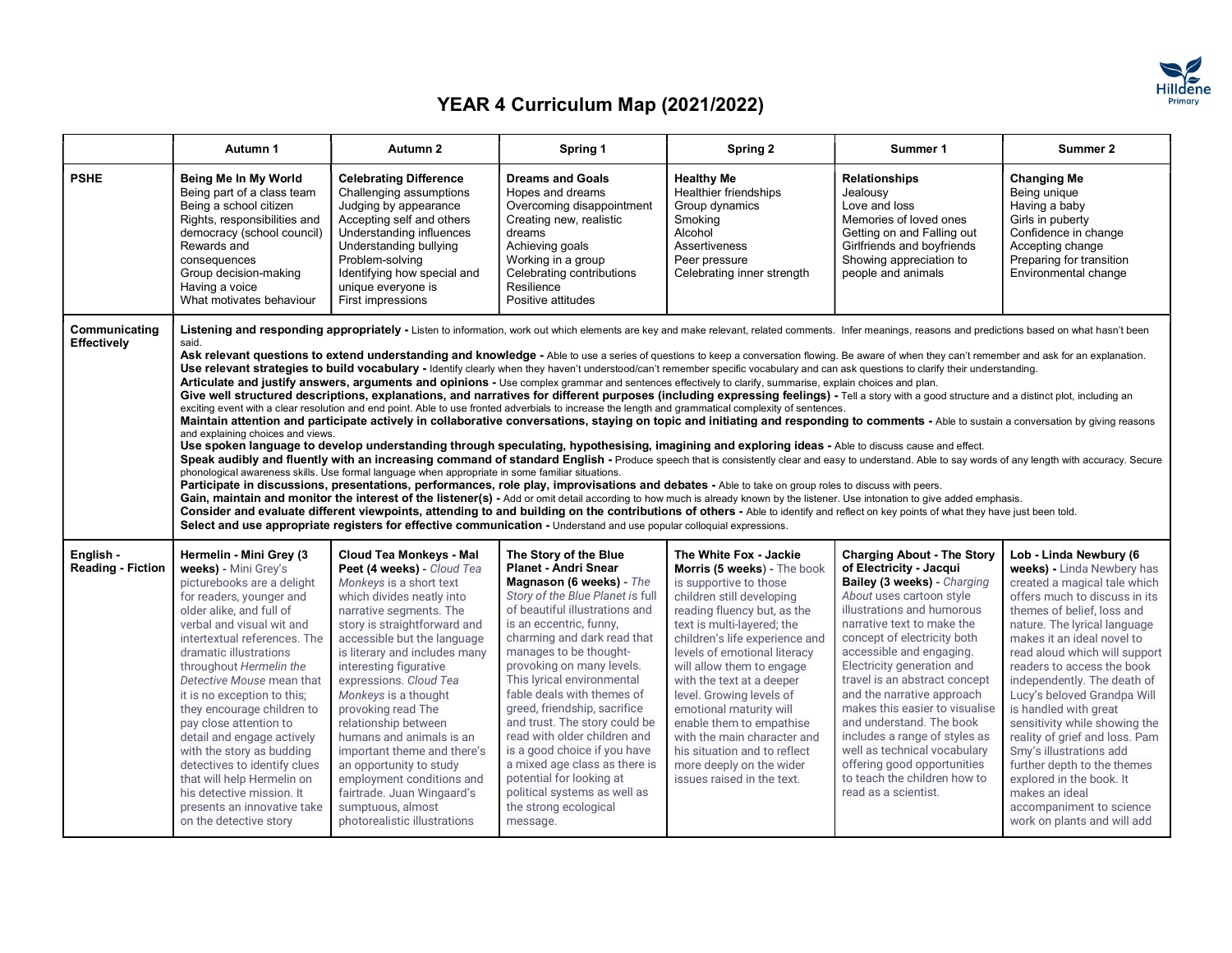# YEAR 4 Curriculum Map (2021/2022)

| | Autumn 1 | Autumn 2 | Spring 1 | Spring 2 | Summer 1 | Summer 2 |
|---|---|---|---|---|---|---|
| **PSHE** | **Being Me In My World**<br>Being part of a class team<br>Being a school citizen<br>Rights, responsibilities and democracy (school council)<br>Rewards and consequences<br>Group decision-making<br>Having a voice<br>What motivates behaviour | **Celebrating Difference**<br>Challenging assumptions<br>Judging by appearance<br>Accepting self and others<br>Understanding influences<br>Understanding bullying<br>Problem-solving<br>Identifying how special and unique everyone is<br>First impressions | **Dreams and Goals**<br>Hopes and dreams<br>Overcoming disappointment<br>Creating new, realistic dreams<br>Achieving goals<br>Working in a group<br>Celebrating contributions<br>Resilience<br>Positive attitudes | **Healthy Me**<br>Healthier friendships<br>Group dynamics<br>Smoking<br>Alcohol<br>Assertiveness<br>Peer pressure<br>Celebrating inner strength | **Relationships**<br>Jealousy<br>Love and loss<br>Memories of loved ones<br>Getting on and Falling out<br>Girlfriends and boyfriends<br>Showing appreciation to people and animals | **Changing Me**<br>Being unique<br>Having a baby<br>Girls in puberty<br>Confidence in change<br>Accepting change<br>Preparing for transition<br>Environmental change |
| **Communicating Effectively** | **Listening and responding appropriately -** Listen to information, work out which elements are key and make relevant, related comments. Infer meanings, reasons and predictions based on what hasn't been said.<br>**Ask relevant questions to extend understanding and knowledge -** Able to use a series of questions to keep a conversation flowing. Be aware of when they can't remember and ask for an explanation.<br>**Use relevant strategies to build vocabulary -** Identify clearly when they haven't understood/can't remember specific vocabulary and can ask questions to clarify their understanding.<br>**Articulate and justify answers, arguments and opinions -** Use complex grammar and sentences effectively to clarify, summarise, explain choices and plan.<br>**Give well structured descriptions, explanations, and narratives for different purposes (including expressing feelings) -** Tell a story with a good structure and a distinct plot, including an exciting event with a clear resolution and end point. Able to use fronted adverbials to increase the length and grammatical complexity of sentences.<br>**Maintain attention and participate actively in collaborative conversations, staying on topic and initiating and responding to comments -** Able to sustain a conversation by giving reasons and explaining choices and views.<br>**Use spoken language to develop understanding through speculating, hypothesising, imagining and exploring ideas -** Able to discuss cause and effect.<br>**Speak audibly and fluently with an increasing command of standard English -** Produce speech that is consistently clear and easy to understand. Able to say words of any length with accuracy. Secure phonological awareness skills. Use formal language when appropriate in some familiar situations.<br>**Participate in discussions, presentations, performances, role play, improvisations and debates -** Able to take on group roles to discuss with peers.<br>**Gain, maintain and monitor the interest of the listener(s) -** Add or omit detail according to how much is already known by the listener. Use intonation to give added emphasis.<br>**Consider and evaluate different viewpoints, attending to and building on the contributions of others -** Able to identify and reflect on key points of what they have just been told.<br>**Select and use appropriate registers for effective communication -** Understand and use popular colloquial expressions. | | | | | |
| **English - Reading - Fiction** | **Hermelin - Mini Grey (3 weeks)** - Mini Grey's picturebooks are a delight for readers, younger and older alike, and full of verbal and visual wit and intertextual references. The dramatic illustrations throughout *Hermelin the Detective Mouse* mean that it is no exception to this; they encourage children to pay close attention to detail and engage actively with the story as budding detectives to identify clues that will help Hermelin on his detective mission. It presents an innovative take on the detective story | **Cloud Tea Monkeys - Mal Peet (4 weeks)** - *Cloud Tea Monkeys* is a short text which divides neatly into narrative segments. The story is straightforward and accessible but the language is literary and includes many interesting figurative expressions. *Cloud Tea Monkeys* is a thought provoking read The relationship between humans and animals is an important theme and there's an opportunity to study employment conditions and fairtrade. Juan Wingaard's sumptuous, almost photorealistic illustrations | **The Story of the Blue Planet - Andri Snear Magnason (6 weeks)** - *The Story of the Blue Planet* is full of beautiful illustrations and is an eccentric, funny, charming and dark read that manages to be thought-provoking on many levels. This lyrical environmental fable deals with themes of greed, friendship, sacrifice and trust. The story could be read with older children and is a good choice if you have a mixed age class as there is potential for looking at political systems as well as the strong ecological message. | **The White Fox - Jackie Morris (5 weeks)** - The book is supportive to those children still developing reading fluency but, as the text is multi-layered; the children's life experience and levels of emotional literacy will allow them to engage with the text at a deeper level. Growing levels of emotional maturity will enable them to empathise with the main character and his situation and to reflect more deeply on the wider issues raised in the text. | **Charging About - The Story of Electricity - Jacqui Bailey (3 weeks)** - *Charging About* uses cartoon style illustrations and humorous narrative text to make the concept of electricity both accessible and engaging. Electricity generation and travel is an abstract concept and the narrative approach makes this easier to visualise and understand. The book includes a range of styles as well as technical vocabulary offering good opportunities to teach the children how to read as a scientist. | **Lob - Linda Newbery (6 weeks)** - Linda Newbery has created a magical tale which offers much to discuss in its themes of belief, loss and nature. The lyrical language makes it an ideal novel to read aloud which will support readers to access the book independently. The death of Lucy's beloved Grandpa Will is handled with great sensitivity while showing the reality of grief and loss. Pam Smy's illustrations add further depth to the themes explored in the book. It makes an ideal accompaniment to science work on plants and will add |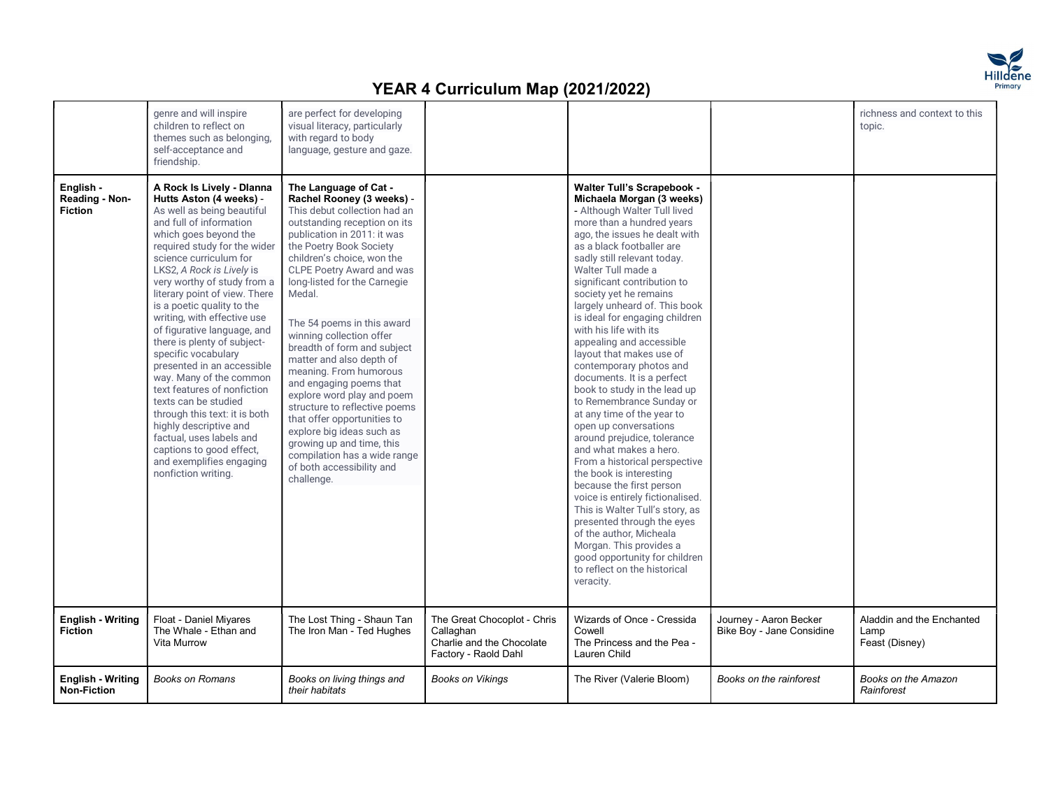# YEAR 4 Curriculum Map (2021/2022)

| | | | | | | |
|---|---|---|---|---|---|---|
| | genre and will inspire children to reflect on themes such as belonging, self-acceptance and friendship. | are perfect for developing visual literacy, particularly with regard to body language, gesture and gaze. | | | | richness and context to this topic. |
| **English - Reading - Non-Fiction** | **A Rock Is Lively - Dianna Hutts Aston (4 weeks)** - As well as being beautiful and full of information which goes beyond the required study for the wider science curriculum for LKS2, *A Rock is Lively* is very worthy of study from a literary point of view. There is a poetic quality to the writing, with effective use of figurative language, and there is plenty of subject-specific vocabulary presented in an accessible way. Many of the common text features of nonfiction texts can be studied through this text: it is both highly descriptive and factual, uses labels and captions to good effect, and exemplifies engaging nonfiction writing. | **The Language of Cat - Rachel Rooney (3 weeks)** - This debut collection had an outstanding reception on its publication in 2011: it was the Poetry Book Society children's choice, won the CLPE Poetry Award and was long-listed for the Carnegie Medal.<br><br>The 54 poems in this award winning collection offer breadth of form and subject matter and also depth of meaning. From humorous and engaging poems that explore word play and poem structure to reflective poems that offer opportunities to explore big ideas such as growing up and time, this compilation has a wide range of both accessibility and challenge. | | **Walter Tull's Scrapebook - Michaela Morgan (3 weeks)** - Although Walter Tull lived more than a hundred years ago, the issues he dealt with as a black footballer are sadly still relevant today. Walter Tull made a significant contribution to society yet he remains largely unheard of. This book is ideal for engaging children with his life with its appealing and accessible layout that makes use of contemporary photos and documents. It is a perfect book to study in the lead up to Remembrance Sunday or at any time of the year to open up conversations around prejudice, tolerance and what makes a hero. From a historical perspective the book is interesting because the first person voice is entirely fictionalised. This is Walter Tull's story, as presented through the eyes of the author, Micheala Morgan. This provides a good opportunity for children to reflect on the historical veracity. | | |
| **English - Writing Fiction** | Float - Daniel Miyares<br>The Whale - Ethan and Vita Murrow | The Lost Thing - Shaun Tan<br>The Iron Man - Ted Hughes | The Great Chocoplot - Chris Callaghan<br>Charlie and the Chocolate Factory - Raold Dahl | Wizards of Once - Cressida Cowell<br>The Princess and the Pea - Lauren Child | Journey - Aaron Becker<br>Bike Boy - Jane Considine | Aladdin and the Enchanted Lamp<br>Feast (Disney) |
| **English - Writing Non-Fiction** | *Books on Romans* | *Books on living things and their habitats* | *Books on Vikings* | The River (Valerie Bloom) | *Books on the rainforest* | *Books on the Amazon Rainforest* |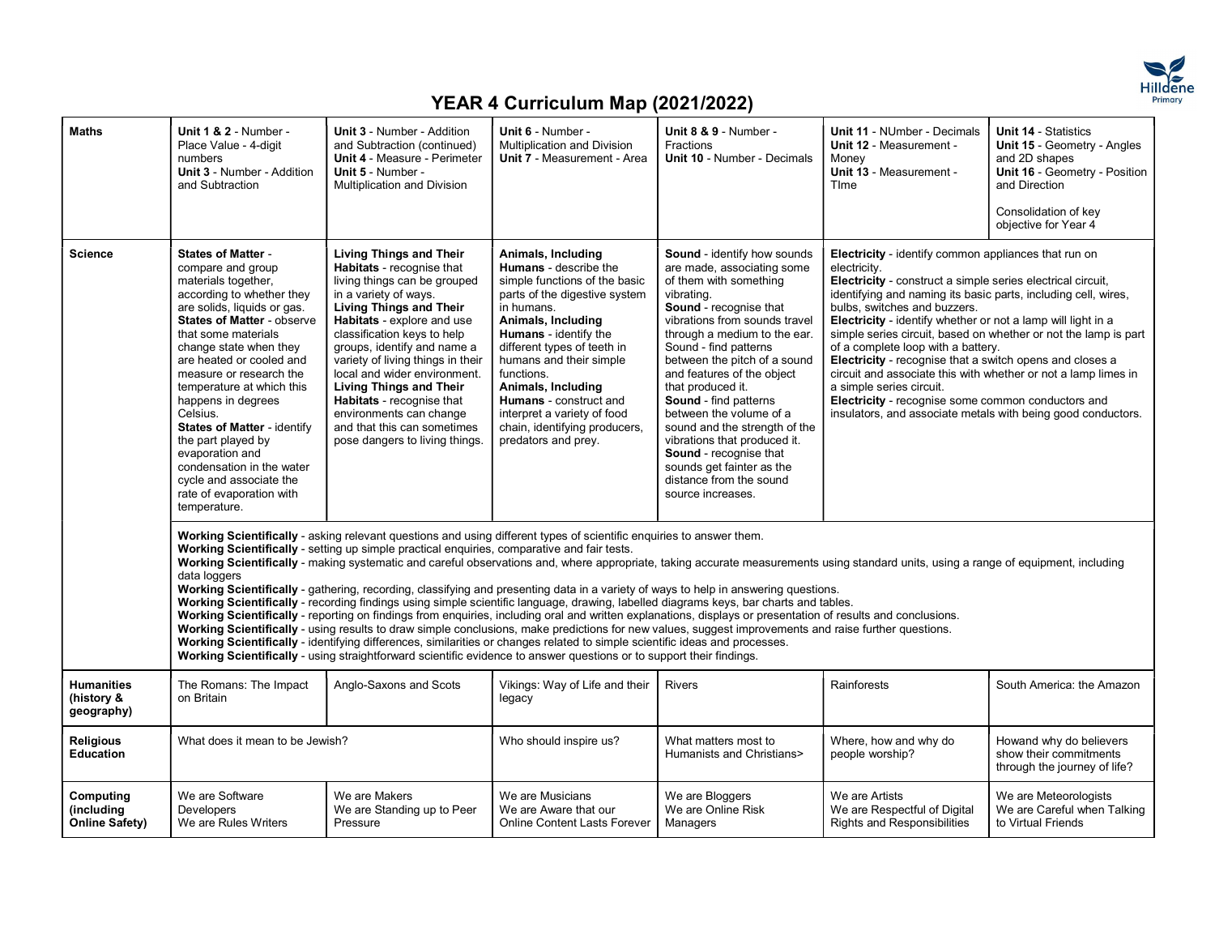# YEAR 4 Curriculum Map (2021/2022)

| | | | | | | |
|---|---|---|---|---|---|---|
| **Maths** | **Unit 1 & 2** - Number - Place Value - 4-digit numbers<br>**Unit 3** - Number - Addition and Subtraction | **Unit 3** - Number - Addition and Subtraction (continued)<br>**Unit 4** - Measure - Perimeter<br>**Unit 5** - Number - Multiplication and Division | **Unit 6** - Number - Multiplication and Division<br>**Unit 7** - Measurement - Area | **Unit 8 & 9** - Number - Fractions<br>**Unit 10** - Number - Decimals | **Unit 11** - NUmber - Decimals<br>**Unit 12** - Measurement - Money<br>**Unit 13** - Measurement - TIme | **Unit 14** - Statistics<br>**Unit 15** - Geometry - Angles and 2D shapes<br>**Unit 16** - Geometry - Position and Direction<br><br>Consolidation of key objective for Year 4 |
| **Science** | **States of Matter** - compare and group materials together, according to whether they are solids, liquids or gas.<br>**States of Matter** - observe that some materials change state when they are heated or cooled and measure or research the temperature at which this happens in degrees Celsius.<br>**States of Matter** - identify the part played by evaporation and condensation in the water cycle and associate the rate of evaporation with temperature. | **Living Things and Their Habitats** - recognise that living things can be grouped in a variety of ways.<br>**Living Things and Their Habitats** - explore and use classification keys to help groups, identify and name a variety of living things in their local and wider environment.<br>**Living Things and Their Habitats** - recognise that environments can change and that this can sometimes pose dangers to living things. | **Animals, Including Humans** - describe the simple functions of the basic parts of the digestive system in humans.<br>**Animals, Including Humans** - identify the different types of teeth in humans and their simple functions.<br>**Animals, Including Humans** - construct and interpret a variety of food chain, identifying producers, predators and prey. | **Sound** - identify how sounds are made, associating some of them with something vibrating.<br>**Sound** - recognise that vibrations from sounds travel through a medium to the ear.<br>Sound - find patterns between the pitch of a sound and features of the object that produced it.<br>**Sound** - find patterns between the volume of a sound and the strength of the vibrations that produced it.<br>**Sound** - recognise that sounds get fainter as the distance from the sound source increases. | **Electricity** - identify common appliances that run on electricity.<br>**Electricity** - construct a simple series electrical circuit, identifying and naming its basic parts, including cell, wires, bulbs, switches and buzzers.<br>**Electricity** - identify whether or not a lamp will light in a simple series circuit, based on whether or not the lamp is part of a complete loop with a battery.<br>**Electricity** - recognise that a switch opens and closes a circuit and associate this with whether or not a lamp limes in a simple series circuit.<br>**Electricity** - recognise some common conductors and insulators, and associate metals with being good conductors. | |
| | **Working Scientifically** - asking relevant questions and using different types of scientific enquiries to answer them.<br>**Working Scientifically** - setting up simple practical enquiries, comparative and fair tests.<br>**Working Scientifically** - making systematic and careful observations and, where appropriate, taking accurate measurements using standard units, using a range of equipment, including data loggers<br>**Working Scientifically** - gathering, recording, classifying and presenting data in a variety of ways to help in answering questions.<br>**Working Scientifically** - recording findings using simple scientific language, drawing, labelled diagrams keys, bar charts and tables.<br>**Working Scientifically** - reporting on findings from enquiries, including oral and written explanations, displays or presentation of results and conclusions.<br>**Working Scientifically** - using results to draw simple conclusions, make predictions for new values, suggest improvements and raise further questions.<br>**Working Scientifically** - identifying differences, similarities or changes related to simple scientific ideas and processes.<br>**Working Scientifically** - using straightforward scientific evidence to answer questions or to support their findings. | | | | | |
| **Humanities (history & geography)** | The Romans: The Impact on Britain | Anglo-Saxons and Scots | Vikings: Way of Life and their legacy | Rivers | Rainforests | South America: the Amazon |
| **Religious Education** | What does it mean to be Jewish? | | Who should inspire us? | What matters most to Humanists and Christians> | Where, how and why do people worship? | Howand why do believers show their commitments through the journey of life? |
| **Computing (including Online Safety)** | We are Software Developers<br>We are Rules Writers | We are Makers<br>We are Standing up to Peer Pressure | We are Musicians<br>We are Aware that our Online Content Lasts Forever | We are Bloggers<br>We are Online Risk Managers | We are Artists<br>We are Respectful of Digital Rights and Responsibilities | We are Meteorologists<br>We are Careful when Talking to Virtual Friends |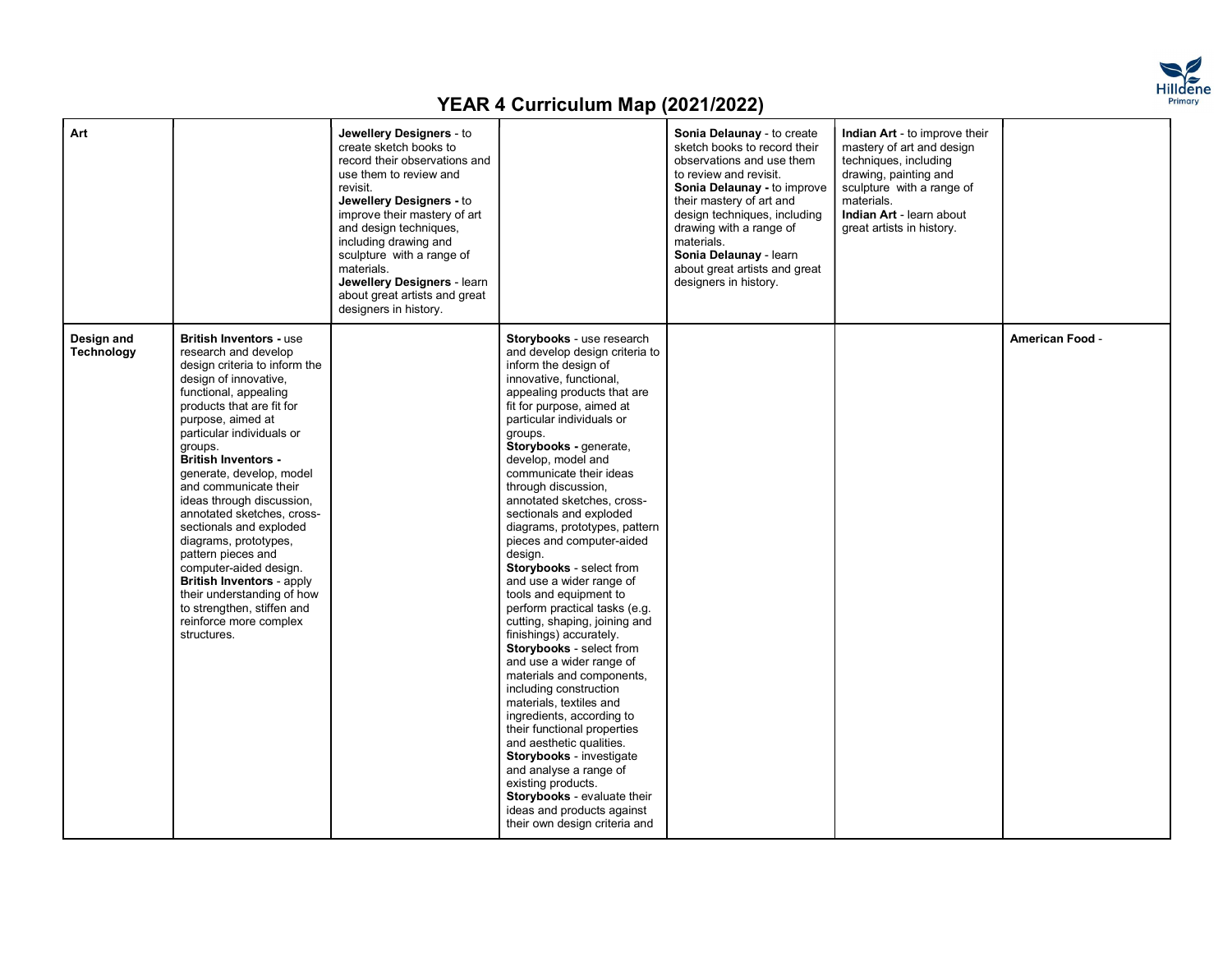# YEAR 4 Curriculum Map (2021/2022)

| Art | | **Jewellery Designers** - to create sketch books to record their observations and use them to review and revisit. **Jewellery Designers -** to improve their mastery of art and design techniques, including drawing and sculpture with a range of materials. **Jewellery Designers** - learn about great artists and great designers in history. | | **Sonia Delaunay** - to create sketch books to record their observations and use them to review and revisit. **Sonia Delaunay -** to improve their mastery of art and design techniques, including drawing with a range of materials. **Sonia Delaunay** - learn about great artists and great designers in history. | **Indian Art** - to improve their mastery of art and design techniques, including drawing, painting and sculpture with a range of materials. **Indian Art** - learn about great artists in history. | |
|---|---|---|---|---|---|---|
| **Design and Technology** | **British Inventors -** use research and develop design criteria to inform the design of innovative, functional, appealing products that are fit for purpose, aimed at particular individuals or groups. **British Inventors -** generate, develop, model and communicate their ideas through discussion, annotated sketches, cross-sectionals and exploded diagrams, prototypes, pattern pieces and computer-aided design. **British Inventors** - apply their understanding of how to strengthen, stiffen and reinforce more complex structures. | | **Storybooks** - use research and develop design criteria to inform the design of innovative, functional, appealing products that are fit for purpose, aimed at particular individuals or groups. **Storybooks -** generate, develop, model and communicate their ideas through discussion, annotated sketches, cross-sectionals and exploded diagrams, prototypes, pattern pieces and computer-aided design. **Storybooks** - select from and use a wider range of tools and equipment to perform practical tasks (e.g. cutting, shaping, joining and finishings) accurately. **Storybooks** - select from and use a wider range of materials and components, including construction materials, textiles and ingredients, according to their functional properties and aesthetic qualities. **Storybooks** - investigate and analyse a range of existing products. **Storybooks** - evaluate their ideas and products against their own design criteria and | | | **American Food** - |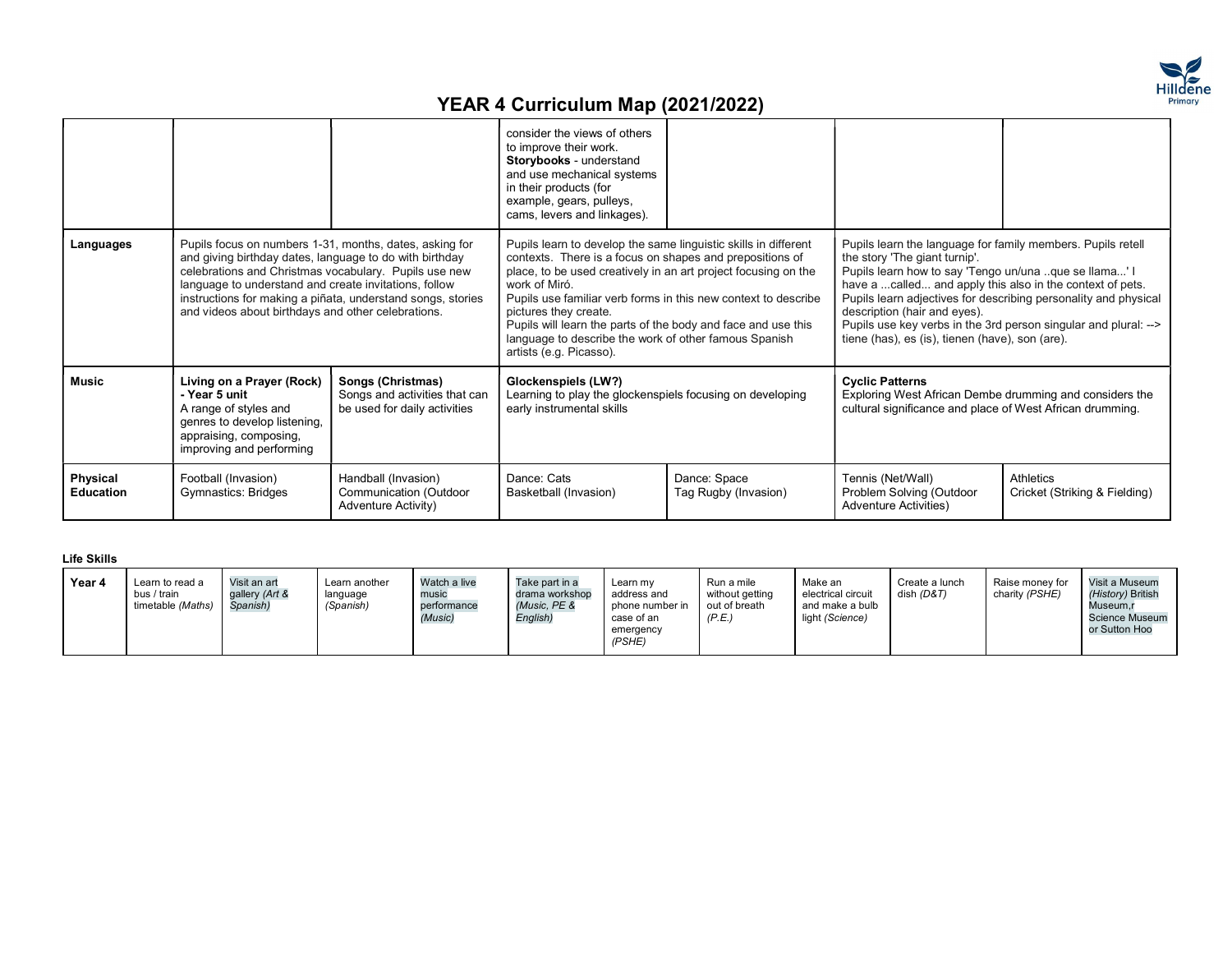# YEAR 4 Curriculum Map (2021/2022)

| | | | | | | |
|---|---|---|---|---|---|---|
| | | | consider the views of others to improve their work. **Storybooks** - understand and use mechanical systems in their products (for example, gears, pulleys, cams, levers and linkages). | | | |
| **Languages** | Pupils focus on numbers 1-31, months, dates, asking for and giving birthday dates, language to do with birthday celebrations and Christmas vocabulary. Pupils use new language to understand and create invitations, follow instructions for making a piñata, understand songs, stories and videos about birthdays and other celebrations. | | Pupils learn to develop the same linguistic skills in different contexts. There is a focus on shapes and prepositions of place, to be used creatively in an art project focusing on the work of Miró. Pupils use familiar verb forms in this new context to describe pictures they create. Pupils will learn the parts of the body and face and use this language to describe the work of other famous Spanish artists (e.g. Picasso). | | Pupils learn the language for family members. Pupils retell the story 'The giant turnip'. Pupils learn how to say 'Tengo un/una ..que se llama...' I have a ...called... and apply this also in the context of pets. Pupils learn adjectives for describing personality and physical description (hair and eyes). Pupils use key verbs in the 3rd person singular and plural: --> tiene (has), es (is), tienen (have), son (are). | |
| **Music** | **Living on a Prayer (Rock) - Year 5 unit** A range of styles and genres to develop listening, appraising, composing, improving and performing | **Songs (Christmas)** Songs and activities that can be used for daily activities | **Glockenspiels (LW?)** Learning to play the glockenspiels focusing on developing early instrumental skills | | **Cyclic Patterns** Exploring West African Dembe drumming and considers the cultural significance and place of West African drumming. | |
| **Physical Education** | Football (Invasion) Gymnastics: Bridges | Handball (Invasion) Communication (Outdoor Adventure Activity) | Dance: Cats Basketball (Invasion) | Dance: Space Tag Rugby (Invasion) | Tennis (Net/Wall) Problem Solving (Outdoor Adventure Activities) | Athletics Cricket (Striking & Fielding) |

**Life Skills**

| | | | | | | | | | | | |
|---|---|---|---|---|---|---|---|---|---|---|---|
| **Year 4** | Learn to read a bus / train timetable *(Maths)* | Visit an art gallery *(Art & Spanish)* | Learn another language *(Spanish)* | Watch a live music performance *(Music)* | Take part in a drama workshop *(Music, PE & English)* | Learn my address and phone number in case of an emergency *(PSHE)* | Run a mile without getting out of breath *(P.E.)* | Make an electrical circuit and make a bulb light *(Science)* | Create a lunch dish *(D&T)* | Raise money for charity *(PSHE)* | Visit a Museum *(History)* British Museum,r Science Museum or Sutton Hoo |